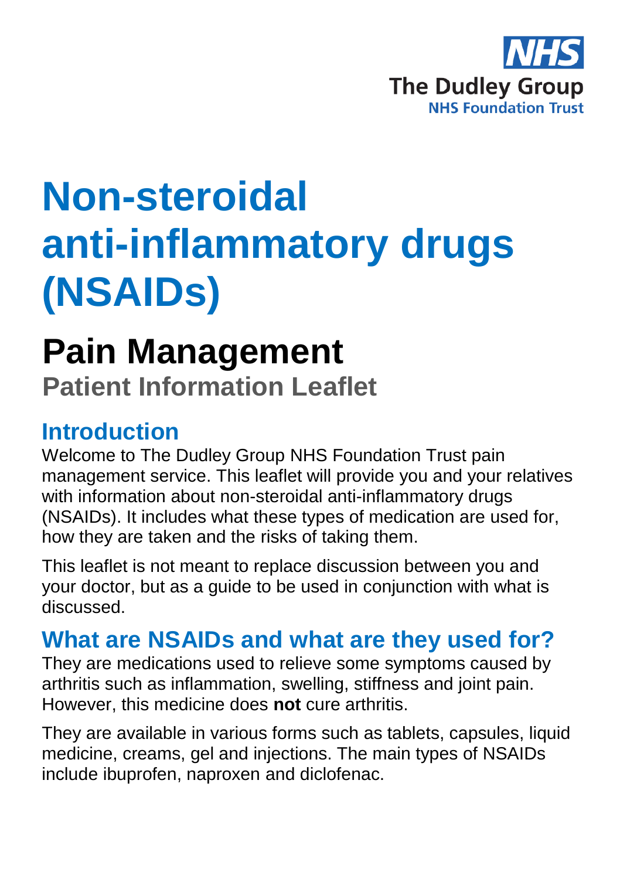NHS
The Dudley Group
NHS Foundation Trust

# Non-steroidal anti-inflammatory drugs (NSAIDs)

# Pain Management

## Patient Information Leaflet

## Introduction

Welcome to The Dudley Group NHS Foundation Trust pain management service. This leaflet will provide you and your relatives with information about non-steroidal anti-inflammatory drugs (NSAIDs). It includes what these types of medication are used for, how they are taken and the risks of taking them.

This leaflet is not meant to replace discussion between you and your doctor, but as a guide to be used in conjunction with what is discussed.

## What are NSAIDs and what are they used for?

They are medications used to relieve some symptoms caused by arthritis such as inflammation, swelling, stiffness and joint pain. However, this medicine does **not** cure arthritis.

They are available in various forms such as tablets, capsules, liquid medicine, creams, gel and injections. The main types of NSAIDs include ibuprofen, naproxen and diclofenac.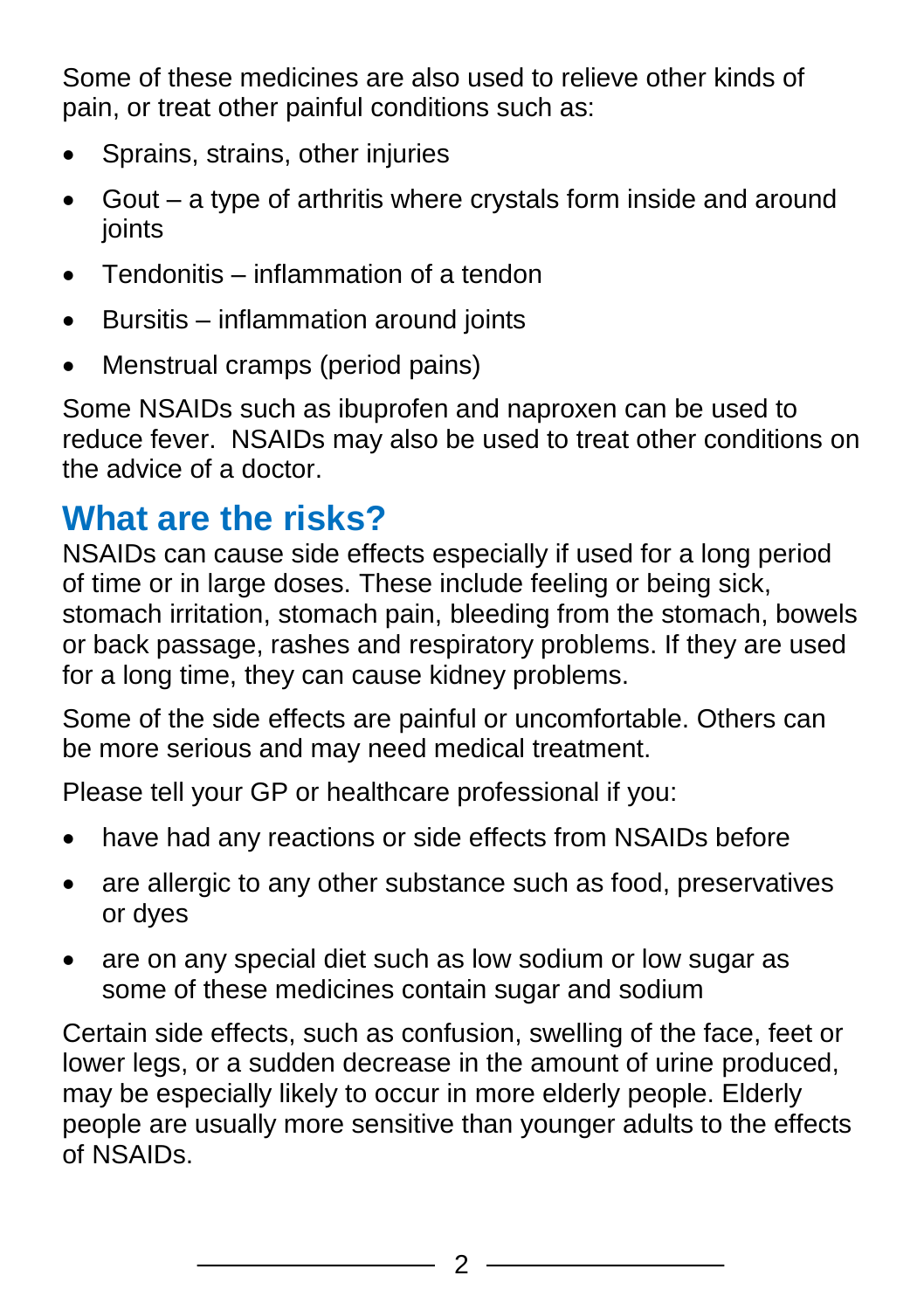Some of these medicines are also used to relieve other kinds of pain, or treat other painful conditions such as:

- Sprains, strains, other injuries
- Gout – a type of arthritis where crystals form inside and around joints
- Tendonitis – inflammation of a tendon
- Bursitis – inflammation around joints
- Menstrual cramps (period pains)

Some NSAIDs such as ibuprofen and naproxen can be used to reduce fever. NSAIDs may also be used to treat other conditions on the advice of a doctor.

## What are the risks?

NSAIDs can cause side effects especially if used for a long period of time or in large doses. These include feeling or being sick, stomach irritation, stomach pain, bleeding from the stomach, bowels or back passage, rashes and respiratory problems. If they are used for a long time, they can cause kidney problems.

Some of the side effects are painful or uncomfortable. Others can be more serious and may need medical treatment.

Please tell your GP or healthcare professional if you:

- have had any reactions or side effects from NSAIDs before
- are allergic to any other substance such as food, preservatives or dyes
- are on any special diet such as low sodium or low sugar as some of these medicines contain sugar and sodium

Certain side effects, such as confusion, swelling of the face, feet or lower legs, or a sudden decrease in the amount of urine produced, may be especially likely to occur in more elderly people. Elderly people are usually more sensitive than younger adults to the effects of NSAIDs.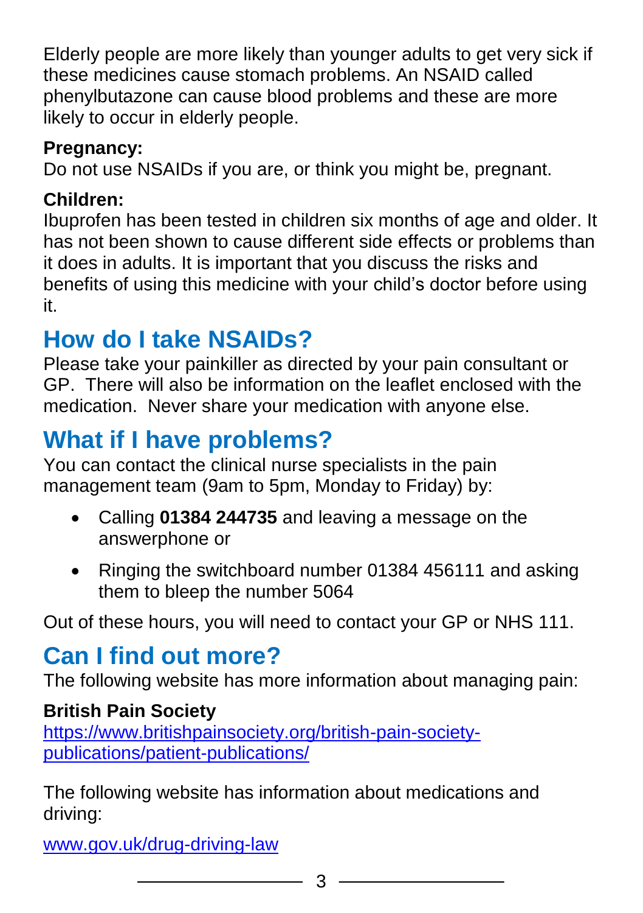Elderly people are more likely than younger adults to get very sick if these medicines cause stomach problems. An NSAID called phenylbutazone can cause blood problems and these are more likely to occur in elderly people.

**Pregnancy:**
Do not use NSAIDs if you are, or think you might be, pregnant.

**Children:**
Ibuprofen has been tested in children six months of age and older. It has not been shown to cause different side effects or problems than it does in adults. It is important that you discuss the risks and benefits of using this medicine with your child's doctor before using it.

## How do I take NSAIDs?

Please take your painkiller as directed by your pain consultant or GP. There will also be information on the leaflet enclosed with the medication. Never share your medication with anyone else.

## What if I have problems?

You can contact the clinical nurse specialists in the pain management team (9am to 5pm, Monday to Friday) by:

- Calling **01384 244735** and leaving a message on the answerphone or
- Ringing the switchboard number 01384 456111 and asking them to bleep the number 5064

Out of these hours, you will need to contact your GP or NHS 111.

## Can I find out more?

The following website has more information about managing pain:

**British Pain Society**
[https://www.britishpainsociety.org/british-pain-society-publications/patient-publications/](https://www.britishpainsociety.org/british-pain-society-publications/patient-publications/)

The following website has information about medications and driving:

[www.gov.uk/drug-driving-law](http://www.gov.uk/drug-driving-law)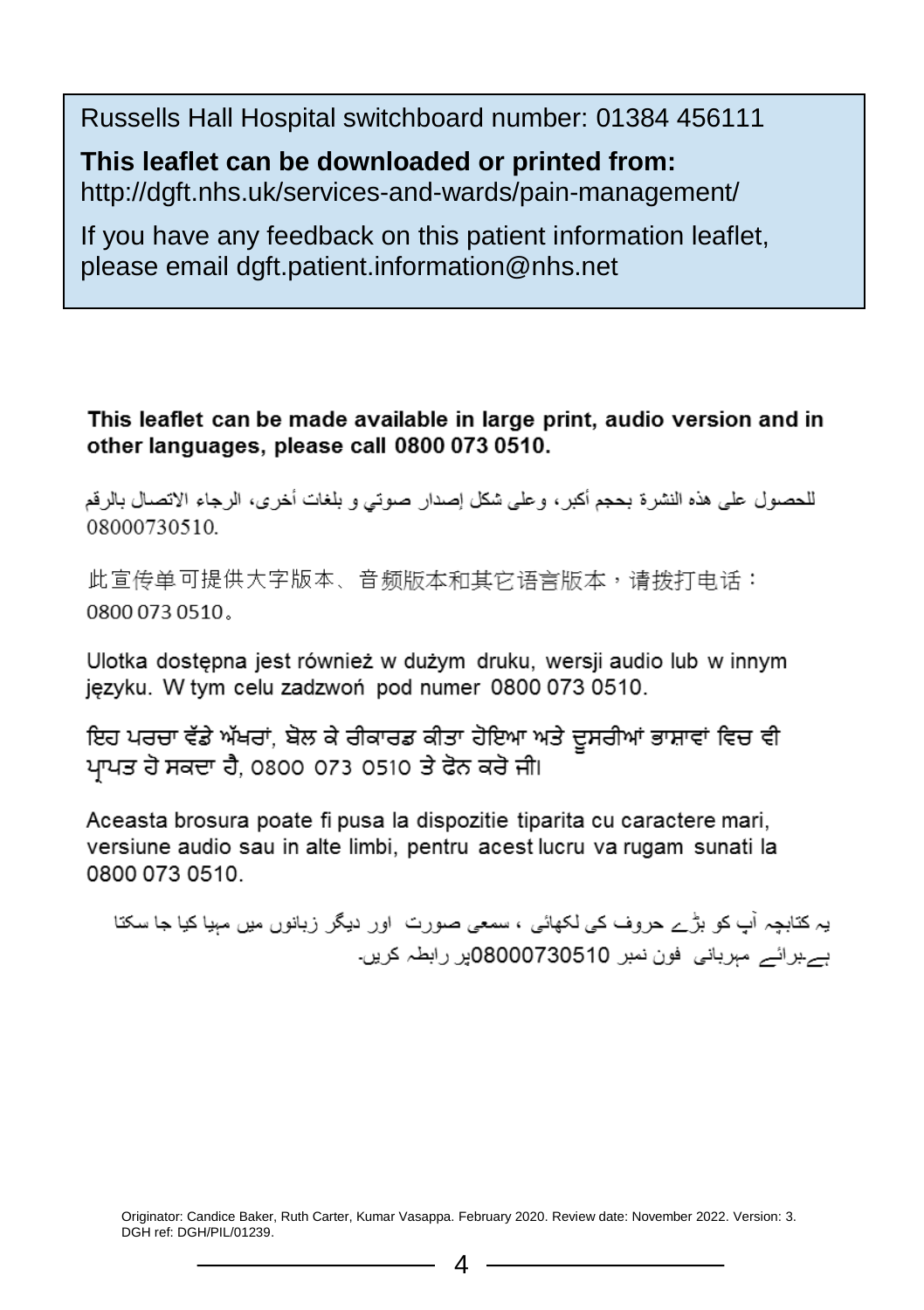Russells Hall Hospital switchboard number: 01384 456111

**This leaflet can be downloaded or printed from:**
http://dgft.nhs.uk/services-and-wards/pain-management/

If you have any feedback on this patient information leaflet, please email dgft.patient.information@nhs.net

**This leaflet can be made available in large print, audio version and in other languages, please call 0800 073 0510.**

للحصول على هذه النشرة بحجم أكبر، وعلى شكل إصدار صوتي و بلغات أخرى، الرجاء الاتصال بالرقم 08000730510.

此宣传单可提供大字版本、音频版本和其它语言版本，请拨打电话：0800 073 0510。

Ulotka dostępna jest również w dużym druku, wersji audio lub w innym języku. W tym celu zadzwoń pod numer 0800 073 0510.

ਇਹ ਪਰਚਾ ਵੱਡੇ ਅੱਖਰਾਂ, ਬੋਲ ਕੇ ਰੀਕਾਰਡ ਕੀਤਾ ਹੋਇਆ ਅਤੇ ਦੂਸਰੀਆਂ ਭਾਸ਼ਾਵਾਂ ਵਿਚ ਵੀ ਪ੍ਰਾਪਤ ਹੋ ਸਕਦਾ ਹੈ, 0800 073 0510 ਤੇ ਫੋਨ ਕਰੋ ਜੀ।

Aceasta brosura poate fi pusa la dispozitie tiparita cu caractere mari, versiune audio sau in alte limbi, pentru acest lucru va rugam sunati la 0800 073 0510.

یہ کتابچہ آپ کو بڑے حروف کی لکھائی ، سمعی صورت اور دیگر زبانوں میں مہیا کیا جا سکتا ہے۔برائے مہربانی فون نمبر 08000730510پر رابطہ کریں۔

Originator: Candice Baker, Ruth Carter, Kumar Vasappa. February 2020. Review date: November 2022. Version: 3. DGH ref: DGH/PIL/01239.